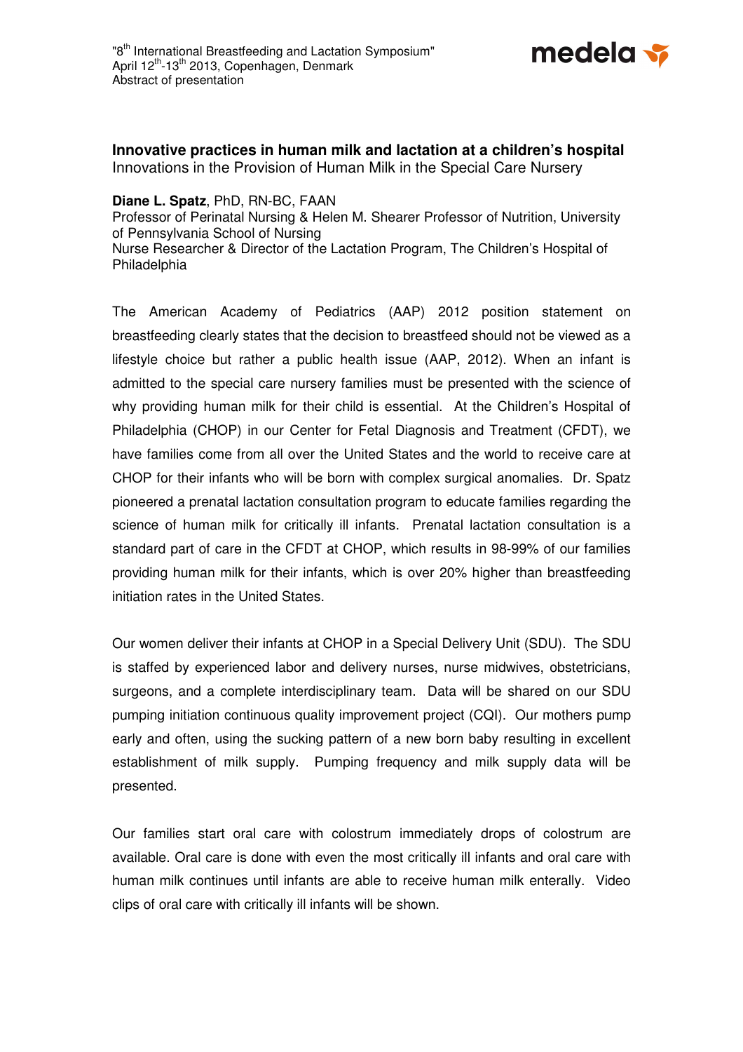"8th International Breastfeeding and Lactation Symposium"
April 12th-13th 2013, Copenhagen, Denmark
Abstract of presentation

**Innovative practices in human milk and lactation at a children's hospital**
Innovations in the Provision of Human Milk in the Special Care Nursery

**Diane L. Spatz**, PhD, RN-BC, FAAN
Professor of Perinatal Nursing & Helen M. Shearer Professor of Nutrition, University of Pennsylvania School of Nursing
Nurse Researcher & Director of the Lactation Program, The Children's Hospital of Philadelphia

The American Academy of Pediatrics (AAP) 2012 position statement on breastfeeding clearly states that the decision to breastfeed should not be viewed as a lifestyle choice but rather a public health issue (AAP, 2012). When an infant is admitted to the special care nursery families must be presented with the science of why providing human milk for their child is essential. At the Children's Hospital of Philadelphia (CHOP) in our Center for Fetal Diagnosis and Treatment (CFDT), we have families come from all over the United States and the world to receive care at CHOP for their infants who will be born with complex surgical anomalies. Dr. Spatz pioneered a prenatal lactation consultation program to educate families regarding the science of human milk for critically ill infants. Prenatal lactation consultation is a standard part of care in the CFDT at CHOP, which results in 98-99% of our families providing human milk for their infants, which is over 20% higher than breastfeeding initiation rates in the United States.

Our women deliver their infants at CHOP in a Special Delivery Unit (SDU). The SDU is staffed by experienced labor and delivery nurses, nurse midwives, obstetricians, surgeons, and a complete interdisciplinary team. Data will be shared on our SDU pumping initiation continuous quality improvement project (CQI). Our mothers pump early and often, using the sucking pattern of a new born baby resulting in excellent establishment of milk supply. Pumping frequency and milk supply data will be presented.

Our families start oral care with colostrum immediately drops of colostrum are available. Oral care is done with even the most critically ill infants and oral care with human milk continues until infants are able to receive human milk enterally. Video clips of oral care with critically ill infants will be shown.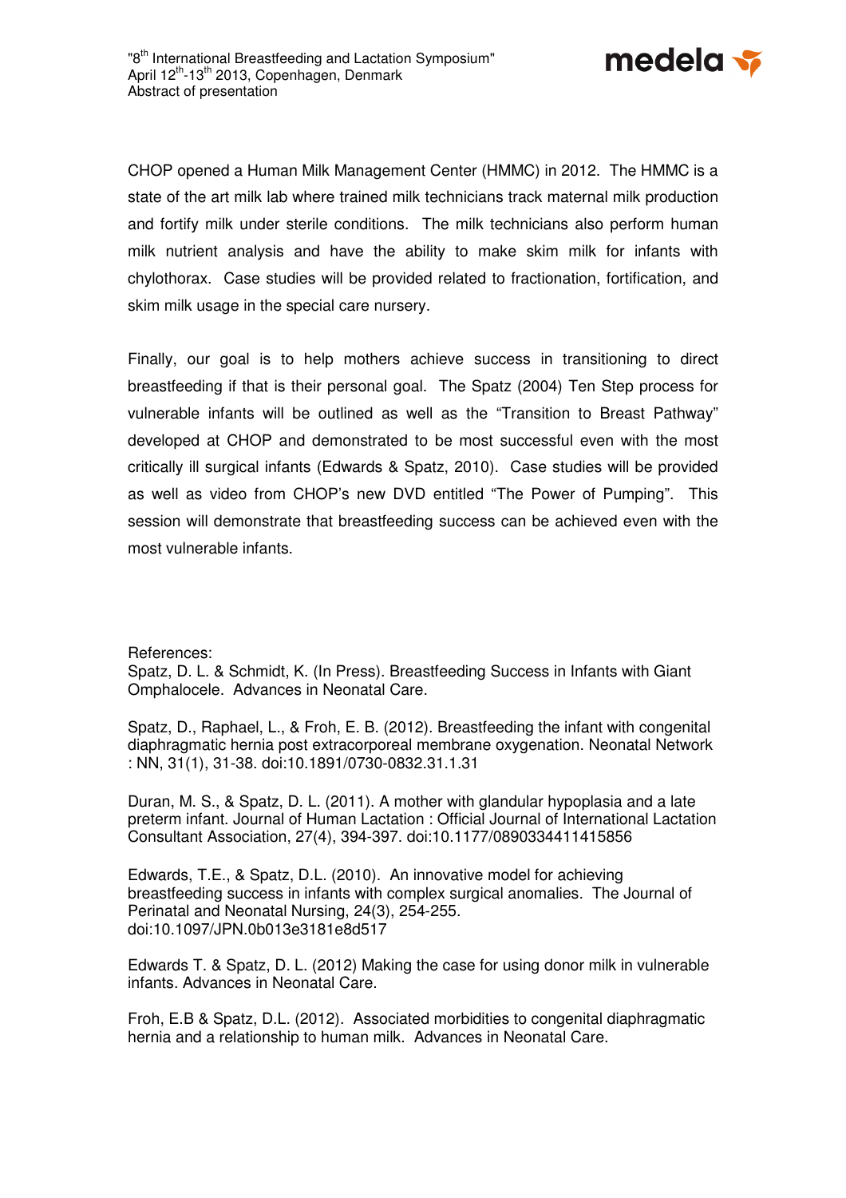CHOP opened a Human Milk Management Center (HMMC) in 2012. The HMMC is a state of the art milk lab where trained milk technicians track maternal milk production and fortify milk under sterile conditions. The milk technicians also perform human milk nutrient analysis and have the ability to make skim milk for infants with chylothorax. Case studies will be provided related to fractionation, fortification, and skim milk usage in the special care nursery.

Finally, our goal is to help mothers achieve success in transitioning to direct breastfeeding if that is their personal goal. The Spatz (2004) Ten Step process for vulnerable infants will be outlined as well as the "Transition to Breast Pathway" developed at CHOP and demonstrated to be most successful even with the most critically ill surgical infants (Edwards & Spatz, 2010). Case studies will be provided as well as video from CHOP's new DVD entitled "The Power of Pumping". This session will demonstrate that breastfeeding success can be achieved even with the most vulnerable infants.

References:

Spatz, D. L. & Schmidt, K. (In Press). Breastfeeding Success in Infants with Giant Omphalocele. Advances in Neonatal Care.

Spatz, D., Raphael, L., & Froh, E. B. (2012). Breastfeeding the infant with congenital diaphragmatic hernia post extracorporeal membrane oxygenation. Neonatal Network : NN, 31(1), 31-38. doi:10.1891/0730-0832.31.1.31

Duran, M. S., & Spatz, D. L. (2011). A mother with glandular hypoplasia and a late preterm infant. Journal of Human Lactation : Official Journal of International Lactation Consultant Association, 27(4), 394-397. doi:10.1177/0890334411415856

Edwards, T.E., & Spatz, D.L. (2010). An innovative model for achieving breastfeeding success in infants with complex surgical anomalies. The Journal of Perinatal and Neonatal Nursing, 24(3), 254-255. doi:10.1097/JPN.0b013e3181e8d517

Edwards T. & Spatz, D. L. (2012) Making the case for using donor milk in vulnerable infants. Advances in Neonatal Care.

Froh, E.B & Spatz, D.L. (2012). Associated morbidities to congenital diaphragmatic hernia and a relationship to human milk. Advances in Neonatal Care.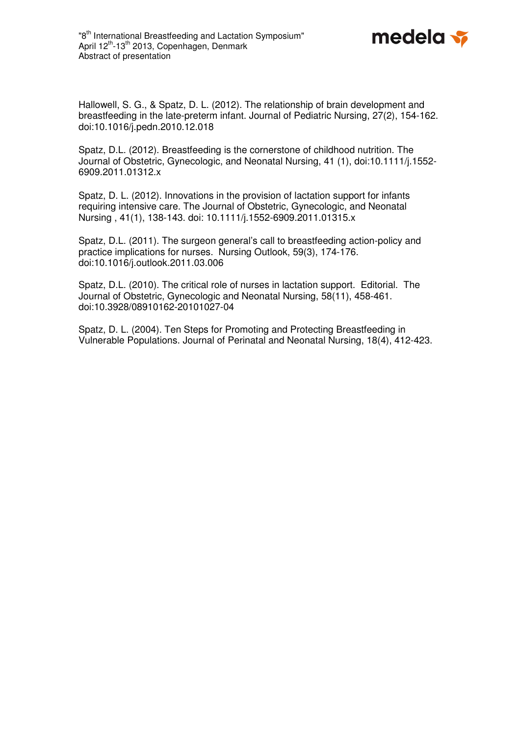Hallowell, S. G., & Spatz, D. L. (2012). The relationship of brain development and breastfeeding in the late-preterm infant. Journal of Pediatric Nursing, 27(2), 154-162. doi:10.1016/j.pedn.2010.12.018

Spatz, D.L. (2012). Breastfeeding is the cornerstone of childhood nutrition. The Journal of Obstetric, Gynecologic, and Neonatal Nursing, 41 (1), doi:10.1111/j.1552-6909.2011.01312.x

Spatz, D. L. (2012). Innovations in the provision of lactation support for infants requiring intensive care. The Journal of Obstetric, Gynecologic, and Neonatal Nursing , 41(1), 138-143. doi: 10.1111/j.1552-6909.2011.01315.x

Spatz, D.L. (2011). The surgeon general's call to breastfeeding action-policy and practice implications for nurses. Nursing Outlook, 59(3), 174-176. doi:10.1016/j.outlook.2011.03.006

Spatz, D.L. (2010). The critical role of nurses in lactation support. Editorial. The Journal of Obstetric, Gynecologic and Neonatal Nursing, 58(11), 458-461. doi:10.3928/08910162-20101027-04

Spatz, D. L. (2004). Ten Steps for Promoting and Protecting Breastfeeding in Vulnerable Populations. Journal of Perinatal and Neonatal Nursing, 18(4), 412-423.